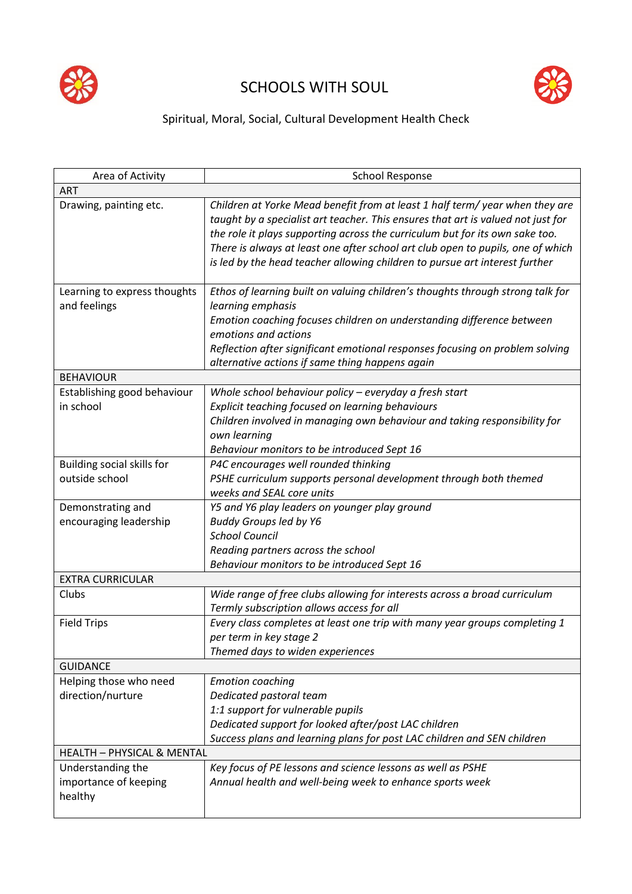# SCHOOLS WITH SOUL

Spiritual, Moral, Social, Cultural Development Health Check

| Area of Activity | School Response |
|---|---|
| **ART** | |
| Drawing, painting etc. | *Children at Yorke Mead benefit from at least 1 half term/ year when they are taught by a specialist art teacher. This ensures that art is valued not just for the role it plays supporting across the curriculum but for its own sake too. There is always at least one after school art club open to pupils, one of which is led by the head teacher allowing children to pursue art interest further* |
| Learning to express thoughts and feelings | *Ethos of learning built on valuing children's thoughts through strong talk for learning emphasis*<br>*Emotion coaching focuses children on understanding difference between emotions and actions*<br>*Reflection after significant emotional responses focusing on problem solving alternative actions if same thing happens again* |
| **BEHAVIOUR** | |
| Establishing good behaviour in school | *Whole school behaviour policy – everyday a fresh start*<br>*Explicit teaching focused on learning behaviours*<br>*Children involved in managing own behaviour and taking responsibility for own learning*<br>*Behaviour monitors to be introduced Sept 16* |
| Building social skills for outside school | *P4C encourages well rounded thinking*<br>*PSHE curriculum supports personal development through both themed weeks and SEAL core units* |
| Demonstrating and encouraging leadership | *Y5 and Y6 play leaders on younger play ground*<br>*Buddy Groups led by Y6*<br>*School Council*<br>*Reading partners across the school*<br>*Behaviour monitors to be introduced Sept 16* |
| **EXTRA CURRICULAR** | |
| Clubs | *Wide range of free clubs allowing for interests across a broad curriculum*<br>*Termly subscription allows access for all* |
| Field Trips | *Every class completes at least one trip with many year groups completing 1 per term in key stage 2*<br>*Themed days to widen experiences* |
| **GUIDANCE** | |
| Helping those who need direction/nurture | *Emotion coaching*<br>*Dedicated pastoral team*<br>*1:1 support for vulnerable pupils*<br>*Dedicated support for looked after/post LAC children*<br>*Success plans and learning plans for post LAC children and SEN children* |
| **HEALTH – PHYSICAL & MENTAL** | |
| Understanding the importance of keeping healthy | *Key focus of PE lessons and science lessons as well as PSHE*<br>*Annual health and well-being week to enhance sports week* |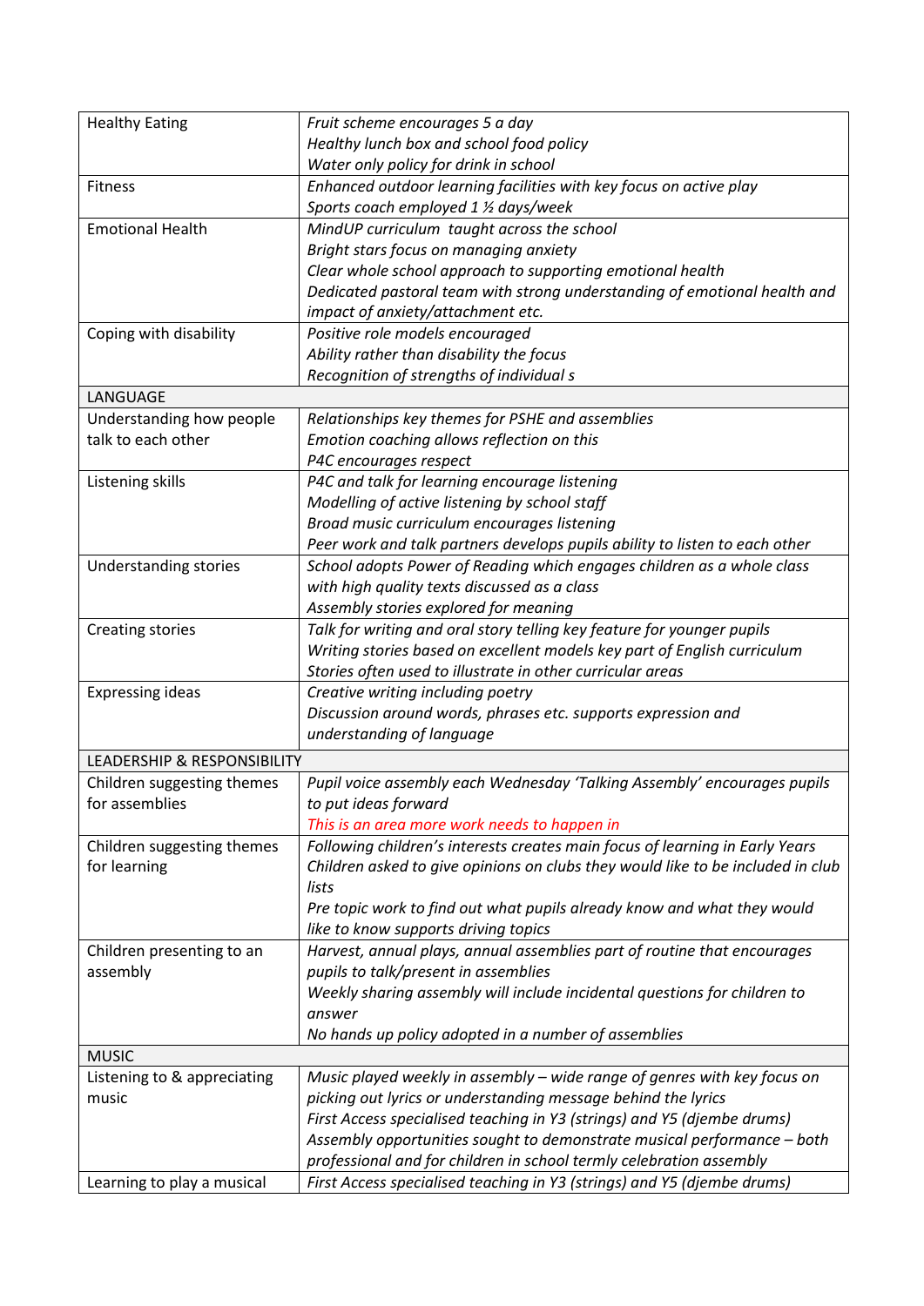| | |
|---|---|
| Healthy Eating | *Fruit scheme encourages 5 a day*<br>*Healthy lunch box and school food policy*<br>*Water only policy for drink in school* |
| Fitness | *Enhanced outdoor learning facilities with key focus on active play*<br>*Sports coach employed 1 ½ days/week* |
| Emotional Health | *MindUP curriculum taught across the school*<br>*Bright stars focus on managing anxiety*<br>*Clear whole school approach to supporting emotional health*<br>*Dedicated pastoral team with strong understanding of emotional health and impact of anxiety/attachment etc.* |
| Coping with disability | *Positive role models encouraged*<br>*Ability rather than disability the focus*<br>*Recognition of strengths of individual s* |
| LANGUAGE | |
| Understanding how people talk to each other | *Relationships key themes for PSHE and assemblies*<br>*Emotion coaching allows reflection on this*<br>*P4C encourages respect* |
| Listening skills | *P4C and talk for learning encourage listening*<br>*Modelling of active listening by school staff*<br>*Broad music curriculum encourages listening*<br>*Peer work and talk partners develops pupils ability to listen to each other* |
| Understanding stories | *School adopts Power of Reading which engages children as a whole class with high quality texts discussed as a class*<br>*Assembly stories explored for meaning* |
| Creating stories | *Talk for writing and oral story telling key feature for younger pupils*<br>*Writing stories based on excellent models key part of English curriculum*<br>*Stories often used to illustrate in other curricular areas* |
| Expressing ideas | *Creative writing including poetry*<br>*Discussion around words, phrases etc. supports expression and understanding of language* |
| LEADERSHIP & RESPONSIBILITY | |
| Children suggesting themes for assemblies | *Pupil voice assembly each Wednesday 'Talking Assembly' encourages pupils to put ideas forward*<br>*This is an area more work needs to happen in* |
| Children suggesting themes for learning | *Following children's interests creates main focus of learning in Early Years*<br>*Children asked to give opinions on clubs they would like to be included in club lists*<br>*Pre topic work to find out what pupils already know and what they would like to know supports driving topics* |
| Children presenting to an assembly | *Harvest, annual plays, annual assemblies part of routine that encourages pupils to talk/present in assemblies*<br>*Weekly sharing assembly will include incidental questions for children to answer*<br>*No hands up policy adopted in a number of assemblies* |
| MUSIC | |
| Listening to & appreciating music | *Music played weekly in assembly – wide range of genres with key focus on picking out lyrics or understanding message behind the lyrics*<br>*First Access specialised teaching in Y3 (strings) and Y5 (djembe drums)*<br>*Assembly opportunities sought to demonstrate musical performance – both professional and for children in school termly celebration assembly* |
| Learning to play a musical | *First Access specialised teaching in Y3 (strings) and Y5 (djembe drums)* |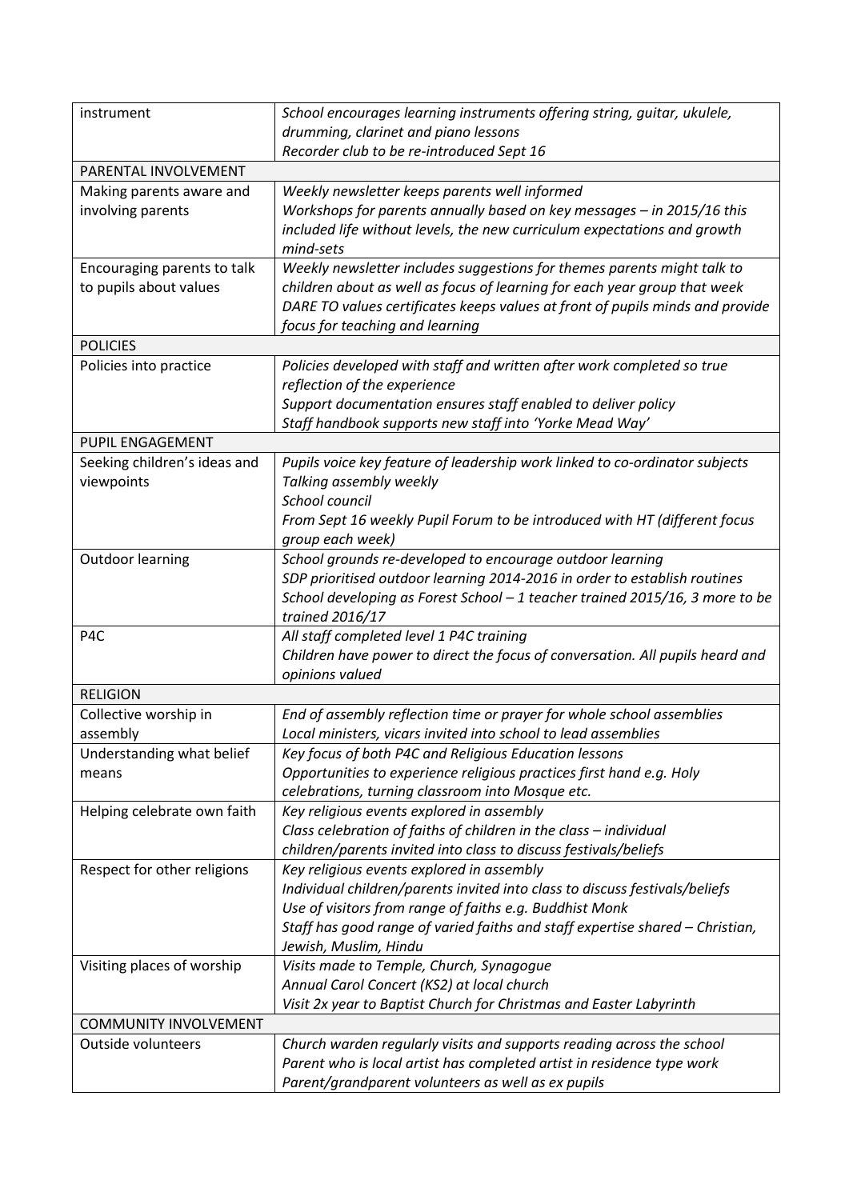| | |
|---|---|
| instrument | *School encourages learning instruments offering string, guitar, ukulele, drumming, clarinet and piano lessons*<br>*Recorder club to be re-introduced Sept 16* |
| PARENTAL INVOLVEMENT | |
| Making parents aware and involving parents | *Weekly newsletter keeps parents well informed*<br>*Workshops for parents annually based on key messages – in 2015/16 this included life without levels, the new curriculum expectations and growth mind-sets* |
| Encouraging parents to talk to pupils about values | *Weekly newsletter includes suggestions for themes parents might talk to children about as well as focus of learning for each year group that week*<br>*DARE TO values certificates keeps values at front of pupils minds and provide focus for teaching and learning* |
| POLICIES | |
| Policies into practice | *Policies developed with staff and written after work completed so true reflection of the experience*<br>*Support documentation ensures staff enabled to deliver policy*<br>*Staff handbook supports new staff into 'Yorke Mead Way'* |
| PUPIL ENGAGEMENT | |
| Seeking children's ideas and viewpoints | *Pupils voice key feature of leadership work linked to co-ordinator subjects*<br>*Talking assembly weekly*<br>*School council*<br>*From Sept 16 weekly Pupil Forum to be introduced with HT (different focus group each week)* |
| Outdoor learning | *School grounds re-developed to encourage outdoor learning*<br>*SDP prioritised outdoor learning 2014-2016 in order to establish routines*<br>*School developing as Forest School – 1 teacher trained 2015/16, 3 more to be trained 2016/17* |
| P4C | *All staff completed level 1 P4C training*<br>*Children have power to direct the focus of conversation. All pupils heard and opinions valued* |
| RELIGION | |
| Collective worship in assembly | *End of assembly reflection time or prayer for whole school assemblies*<br>*Local ministers, vicars invited into school to lead assemblies* |
| Understanding what belief means | *Key focus of both P4C and Religious Education lessons*<br>*Opportunities to experience religious practices first hand e.g. Holy celebrations, turning classroom into Mosque etc.* |
| Helping celebrate own faith | *Key religious events explored in assembly*<br>*Class celebration of faiths of children in the class – individual children/parents invited into class to discuss festivals/beliefs* |
| Respect for other religions | *Key religious events explored in assembly*<br>*Individual children/parents invited into class to discuss festivals/beliefs*<br>*Use of visitors from range of faiths e.g. Buddhist Monk*<br>*Staff has good range of varied faiths and staff expertise shared – Christian, Jewish, Muslim, Hindu* |
| Visiting places of worship | *Visits made to Temple, Church, Synagogue*<br>*Annual Carol Concert (KS2) at local church*<br>*Visit 2x year to Baptist Church for Christmas and Easter Labyrinth* |
| COMMUNITY INVOLVEMENT | |
| Outside volunteers | *Church warden regularly visits and supports reading across the school*<br>*Parent who is local artist has completed artist in residence type work*<br>*Parent/grandparent volunteers as well as ex pupils* |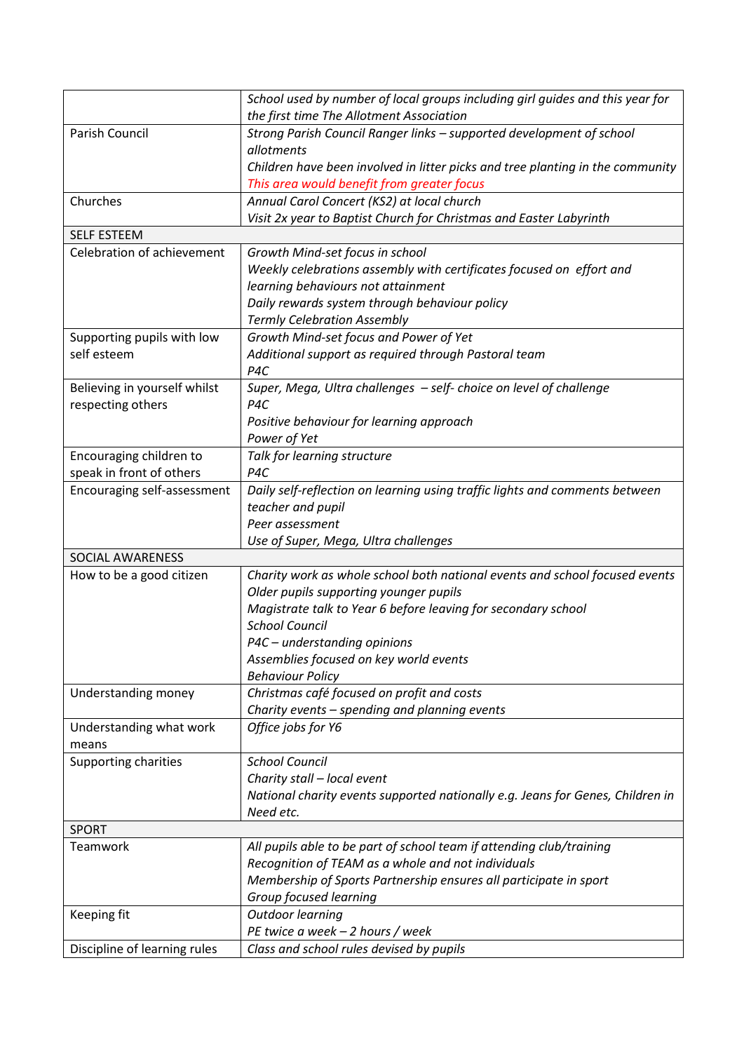| | |
|---|---|
| | *School used by number of local groups including girl guides and this year for the first time The Allotment Association* |
| Parish Council | *Strong Parish Council Ranger links – supported development of school allotments*<br>*Children have been involved in litter picks and tree planting in the community*<br>*This area would benefit from greater focus* |
| Churches | *Annual Carol Concert (KS2) at local church*<br>*Visit 2x year to Baptist Church for Christmas and Easter Labyrinth* |
| SELF ESTEEM | |
| Celebration of achievement | *Growth Mind-set focus in school*<br>*Weekly celebrations assembly with certificates focused on effort and learning behaviours not attainment*<br>*Daily rewards system through behaviour policy*<br>*Termly Celebration Assembly* |
| Supporting pupils with low self esteem | *Growth Mind-set focus and Power of Yet*<br>*Additional support as required through Pastoral team*<br>*P4C* |
| Believing in yourself whilst respecting others | *Super, Mega, Ultra challenges – self- choice on level of challenge*<br>*P4C*<br>*Positive behaviour for learning approach*<br>*Power of Yet* |
| Encouraging children to speak in front of others | *Talk for learning structure*<br>*P4C* |
| Encouraging self-assessment | *Daily self-reflection on learning using traffic lights and comments between teacher and pupil*<br>*Peer assessment*<br>*Use of Super, Mega, Ultra challenges* |
| SOCIAL AWARENESS | |
| How to be a good citizen | *Charity work as whole school both national events and school focused events*<br>*Older pupils supporting younger pupils*<br>*Magistrate talk to Year 6 before leaving for secondary school*<br>*School Council*<br>*P4C – understanding opinions*<br>*Assemblies focused on key world events*<br>*Behaviour Policy* |
| Understanding money | *Christmas café focused on profit and costs*<br>*Charity events – spending and planning events* |
| Understanding what work means | *Office jobs for Y6* |
| Supporting charities | *School Council*<br>*Charity stall – local event*<br>*National charity events supported nationally e.g. Jeans for Genes, Children in Need etc.* |
| SPORT | |
| Teamwork | *All pupils able to be part of school team if attending club/training*<br>*Recognition of TEAM as a whole and not individuals*<br>*Membership of Sports Partnership ensures all participate in sport*<br>*Group focused learning* |
| Keeping fit | *Outdoor learning*<br>*PE twice a week – 2 hours / week* |
| Discipline of learning rules | *Class and school rules devised by pupils* |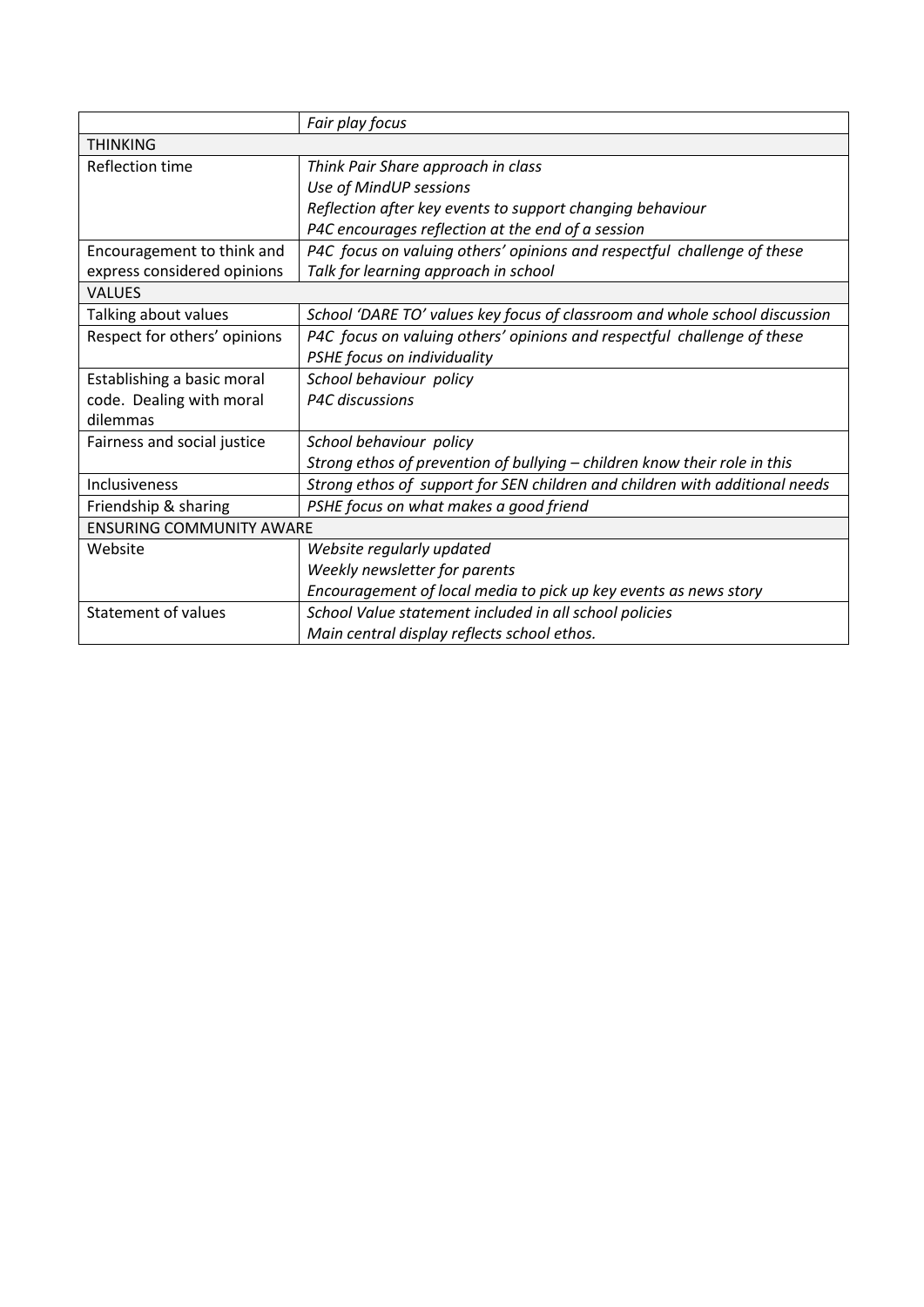| | |
|---|---|
| | *Fair play focus* |
| THINKING | |
| Reflection time | *Think Pair Share approach in class*<br>*Use of MindUP sessions*<br>*Reflection after key events to support changing behaviour*<br>*P4C encourages reflection at the end of a session* |
| Encouragement to think and express considered opinions | *P4C focus on valuing others' opinions and respectful challenge of these*<br>*Talk for learning approach in school* |
| VALUES | |
| Talking about values | *School 'DARE TO' values key focus of classroom and whole school discussion* |
| Respect for others' opinions | *P4C focus on valuing others' opinions and respectful challenge of these*<br>*PSHE focus on individuality* |
| Establishing a basic moral code. Dealing with moral dilemmas | *School behaviour policy*<br>*P4C discussions* |
| Fairness and social justice | *School behaviour policy*<br>*Strong ethos of prevention of bullying – children know their role in this* |
| Inclusiveness | *Strong ethos of support for SEN children and children with additional needs* |
| Friendship & sharing | *PSHE focus on what makes a good friend* |
| ENSURING COMMUNITY AWARE | |
| Website | *Website regularly updated*<br>*Weekly newsletter for parents*<br>*Encouragement of local media to pick up key events as news story* |
| Statement of values | *School Value statement included in all school policies*<br>*Main central display reflects school ethos.* |